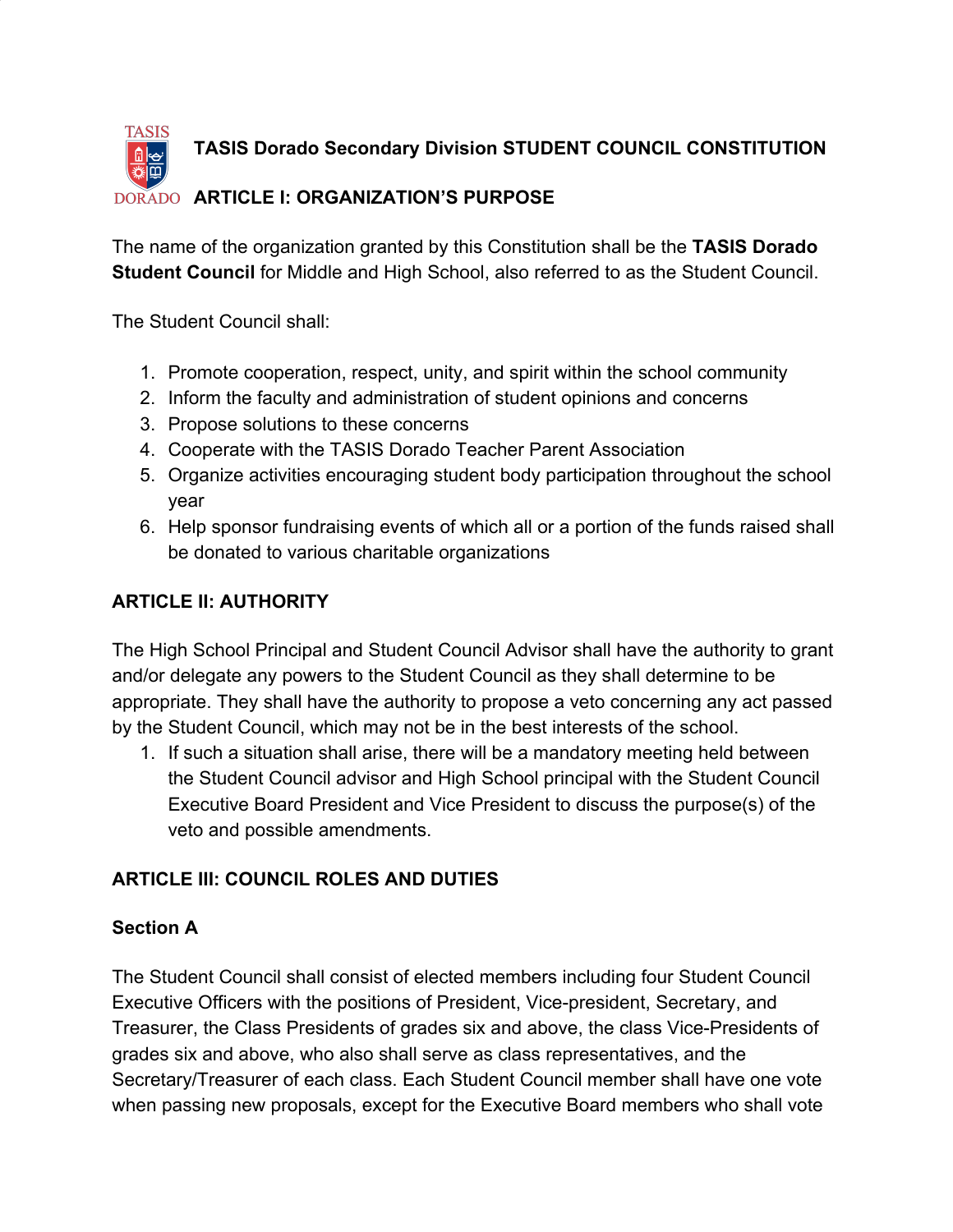# TASIS Dorado Secondary Division STUDENT COUNCIL CONSTITUTION

## ARTICLE I: ORGANIZATION'S PURPOSE

The name of the organization granted by this Constitution shall be the **TASIS Dorado Student Council** for Middle and High School, also referred to as the Student Council.

The Student Council shall:

1. Promote cooperation, respect, unity, and spirit within the school community
2. Inform the faculty and administration of student opinions and concerns
3. Propose solutions to these concerns
4. Cooperate with the TASIS Dorado Teacher Parent Association
5. Organize activities encouraging student body participation throughout the school year
6. Help sponsor fundraising events of which all or a portion of the funds raised shall be donated to various charitable organizations

## ARTICLE II: AUTHORITY

The High School Principal and Student Council Advisor shall have the authority to grant and/or delegate any powers to the Student Council as they shall determine to be appropriate. They shall have the authority to propose a veto concerning any act passed by the Student Council, which may not be in the best interests of the school.

1. If such a situation shall arise, there will be a mandatory meeting held between the Student Council advisor and High School principal with the Student Council Executive Board President and Vice President to discuss the purpose(s) of the veto and possible amendments.

## ARTICLE III: COUNCIL ROLES AND DUTIES

### Section A

The Student Council shall consist of elected members including four Student Council Executive Officers with the positions of President, Vice-president, Secretary, and Treasurer, the Class Presidents of grades six and above, the class Vice-Presidents of grades six and above, who also shall serve as class representatives, and the Secretary/Treasurer of each class. Each Student Council member shall have one vote when passing new proposals, except for the Executive Board members who shall vote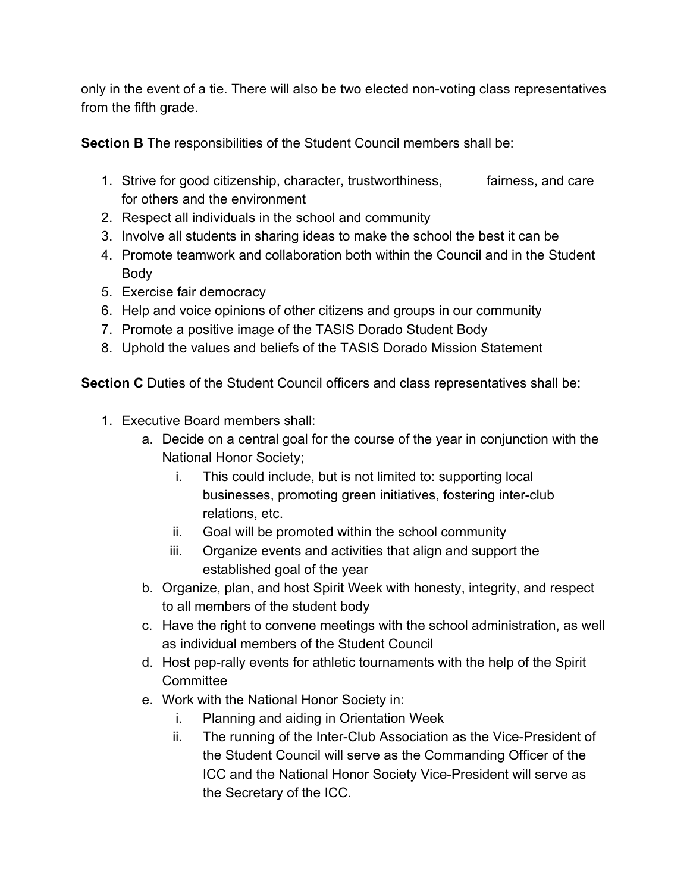only in the event of a tie. There will also be two elected non-voting class representatives from the fifth grade.

**Section B** The responsibilities of the Student Council members shall be:

1. Strive for good citizenship, character, trustworthiness, fairness, and care for others and the environment
2. Respect all individuals in the school and community
3. Involve all students in sharing ideas to make the school the best it can be
4. Promote teamwork and collaboration both within the Council and in the Student Body
5. Exercise fair democracy
6. Help and voice opinions of other citizens and groups in our community
7. Promote a positive image of the TASIS Dorado Student Body
8. Uphold the values and beliefs of the TASIS Dorado Mission Statement

**Section C** Duties of the Student Council officers and class representatives shall be:

1. Executive Board members shall:
    a. Decide on a central goal for the course of the year in conjunction with the National Honor Society;
        i. This could include, but is not limited to: supporting local businesses, promoting green initiatives, fostering inter-club relations, etc.
        ii. Goal will be promoted within the school community
        iii. Organize events and activities that align and support the established goal of the year
    b. Organize, plan, and host Spirit Week with honesty, integrity, and respect to all members of the student body
    c. Have the right to convene meetings with the school administration, as well as individual members of the Student Council
    d. Host pep-rally events for athletic tournaments with the help of the Spirit Committee
    e. Work with the National Honor Society in:
        i. Planning and aiding in Orientation Week
        ii. The running of the Inter-Club Association as the Vice-President of the Student Council will serve as the Commanding Officer of the ICC and the National Honor Society Vice-President will serve as the Secretary of the ICC.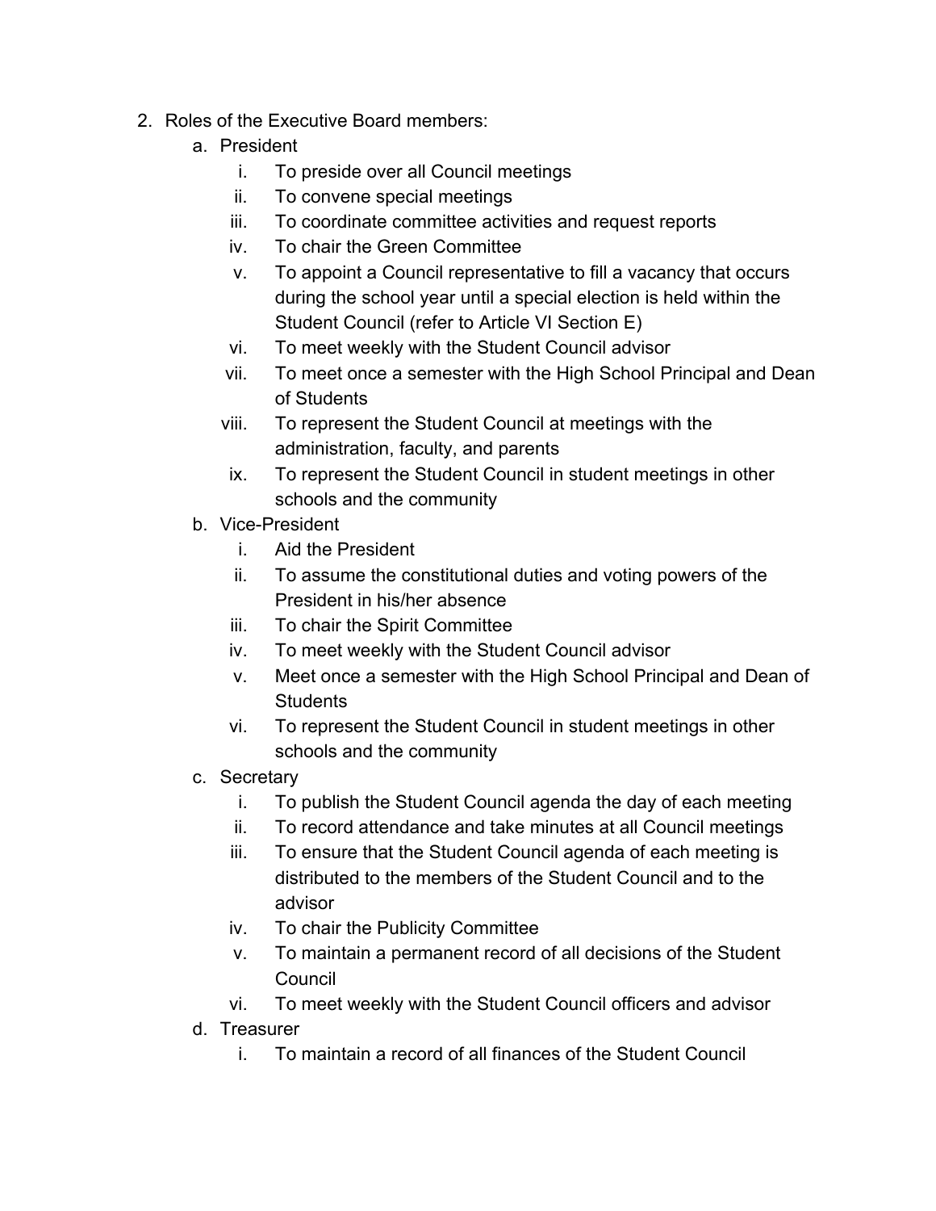2. Roles of the Executive Board members:
    a. President
        i. To preside over all Council meetings
        ii. To convene special meetings
        iii. To coordinate committee activities and request reports
        iv. To chair the Green Committee
        v. To appoint a Council representative to fill a vacancy that occurs during the school year until a special election is held within the Student Council (refer to Article VI Section E)
        vi. To meet weekly with the Student Council advisor
        vii. To meet once a semester with the High School Principal and Dean of Students
        viii. To represent the Student Council at meetings with the administration, faculty, and parents
        ix. To represent the Student Council in student meetings in other schools and the community
    b. Vice-President
        i. Aid the President
        ii. To assume the constitutional duties and voting powers of the President in his/her absence
        iii. To chair the Spirit Committee
        iv. To meet weekly with the Student Council advisor
        v. Meet once a semester with the High School Principal and Dean of Students
        vi. To represent the Student Council in student meetings in other schools and the community
    c. Secretary
        i. To publish the Student Council agenda the day of each meeting
        ii. To record attendance and take minutes at all Council meetings
        iii. To ensure that the Student Council agenda of each meeting is distributed to the members of the Student Council and to the advisor
        iv. To chair the Publicity Committee
        v. To maintain a permanent record of all decisions of the Student Council
        vi. To meet weekly with the Student Council officers and advisor
    d. Treasurer
        i. To maintain a record of all finances of the Student Council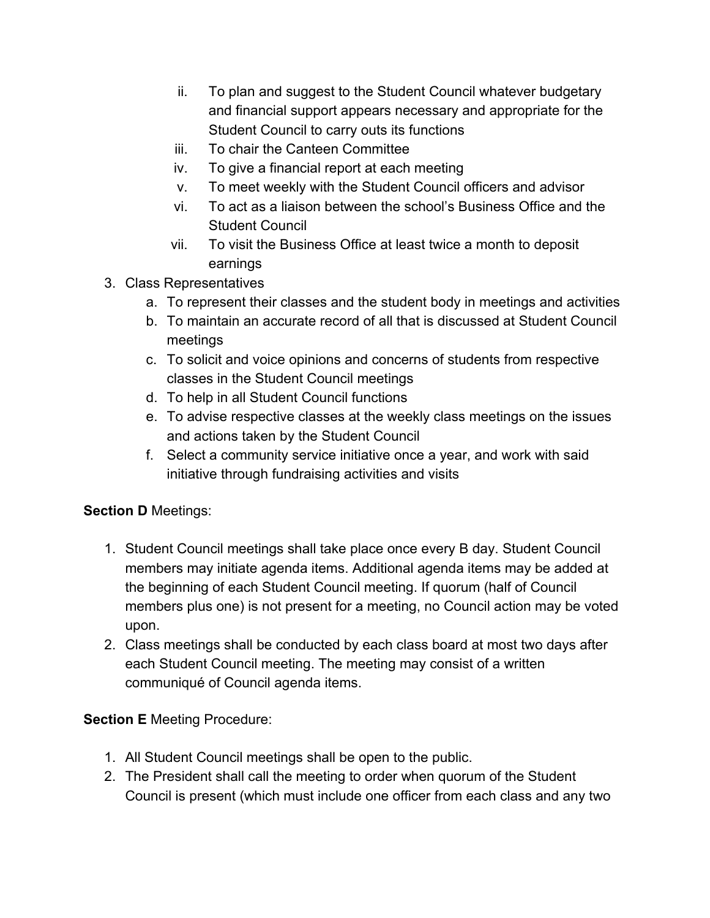ii. To plan and suggest to the Student Council whatever budgetary and financial support appears necessary and appropriate for the Student Council to carry outs its functions
   iii. To chair the Canteen Committee
   iv. To give a financial report at each meeting
   v. To meet weekly with the Student Council officers and advisor
   vi. To act as a liaison between the school's Business Office and the Student Council
   vii. To visit the Business Office at least twice a month to deposit earnings

3. Class Representatives
   a. To represent their classes and the student body in meetings and activities
   b. To maintain an accurate record of all that is discussed at Student Council meetings
   c. To solicit and voice opinions and concerns of students from respective classes in the Student Council meetings
   d. To help in all Student Council functions
   e. To advise respective classes at the weekly class meetings on the issues and actions taken by the Student Council
   f. Select a community service initiative once a year, and work with said initiative through fundraising activities and visits

**Section D** Meetings:

1. Student Council meetings shall take place once every B day. Student Council members may initiate agenda items. Additional agenda items may be added at the beginning of each Student Council meeting. If quorum (half of Council members plus one) is not present for a meeting, no Council action may be voted upon.
2. Class meetings shall be conducted by each class board at most two days after each Student Council meeting. The meeting may consist of a written communiqué of Council agenda items.

**Section E** Meeting Procedure:

1. All Student Council meetings shall be open to the public.
2. The President shall call the meeting to order when quorum of the Student Council is present (which must include one officer from each class and any two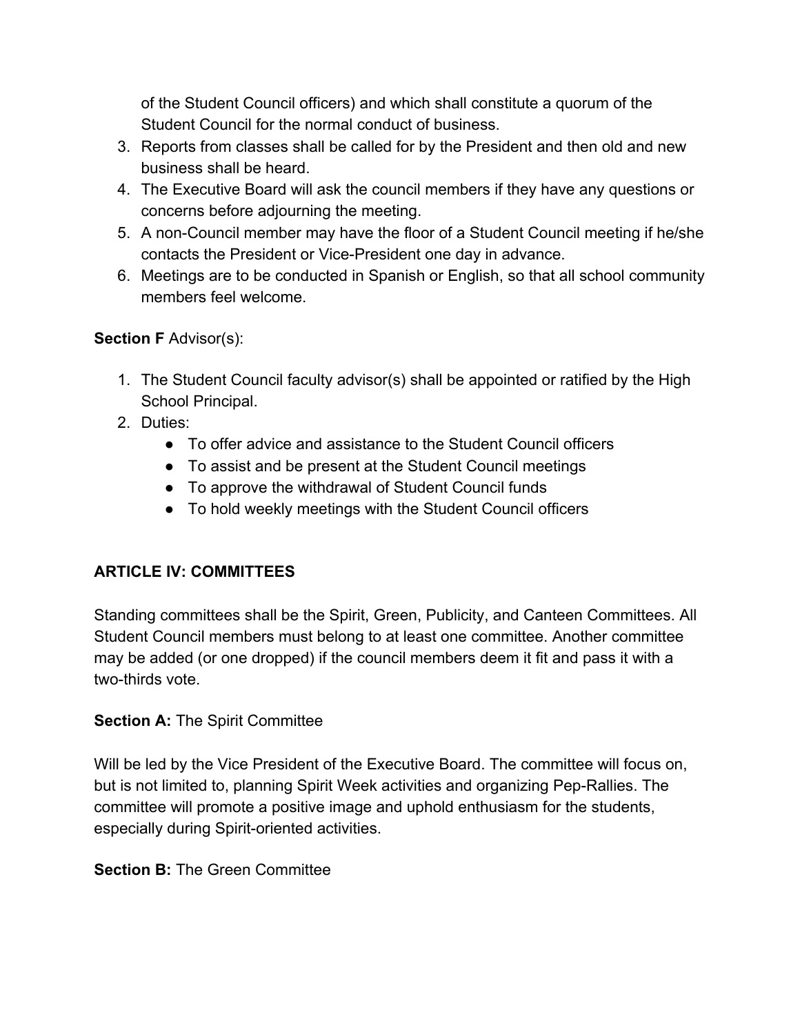of the Student Council officers) and which shall constitute a quorum of the Student Council for the normal conduct of business.

3. Reports from classes shall be called for by the President and then old and new business shall be heard.
4. The Executive Board will ask the council members if they have any questions or concerns before adjourning the meeting.
5. A non-Council member may have the floor of a Student Council meeting if he/she contacts the President or Vice-President one day in advance.
6. Meetings are to be conducted in Spanish or English, so that all school community members feel welcome.

**Section F** Advisor(s):

1. The Student Council faculty advisor(s) shall be appointed or ratified by the High School Principal.
2. Duties:
   - To offer advice and assistance to the Student Council officers
   - To assist and be present at the Student Council meetings
   - To approve the withdrawal of Student Council funds
   - To hold weekly meetings with the Student Council officers

## ARTICLE IV: COMMITTEES

Standing committees shall be the Spirit, Green, Publicity, and Canteen Committees. All Student Council members must belong to at least one committee. Another committee may be added (or one dropped) if the council members deem it fit and pass it with a two-thirds vote.

**Section A:** The Spirit Committee

Will be led by the Vice President of the Executive Board. The committee will focus on, but is not limited to, planning Spirit Week activities and organizing Pep-Rallies. The committee will promote a positive image and uphold enthusiasm for the students, especially during Spirit-oriented activities.

**Section B:** The Green Committee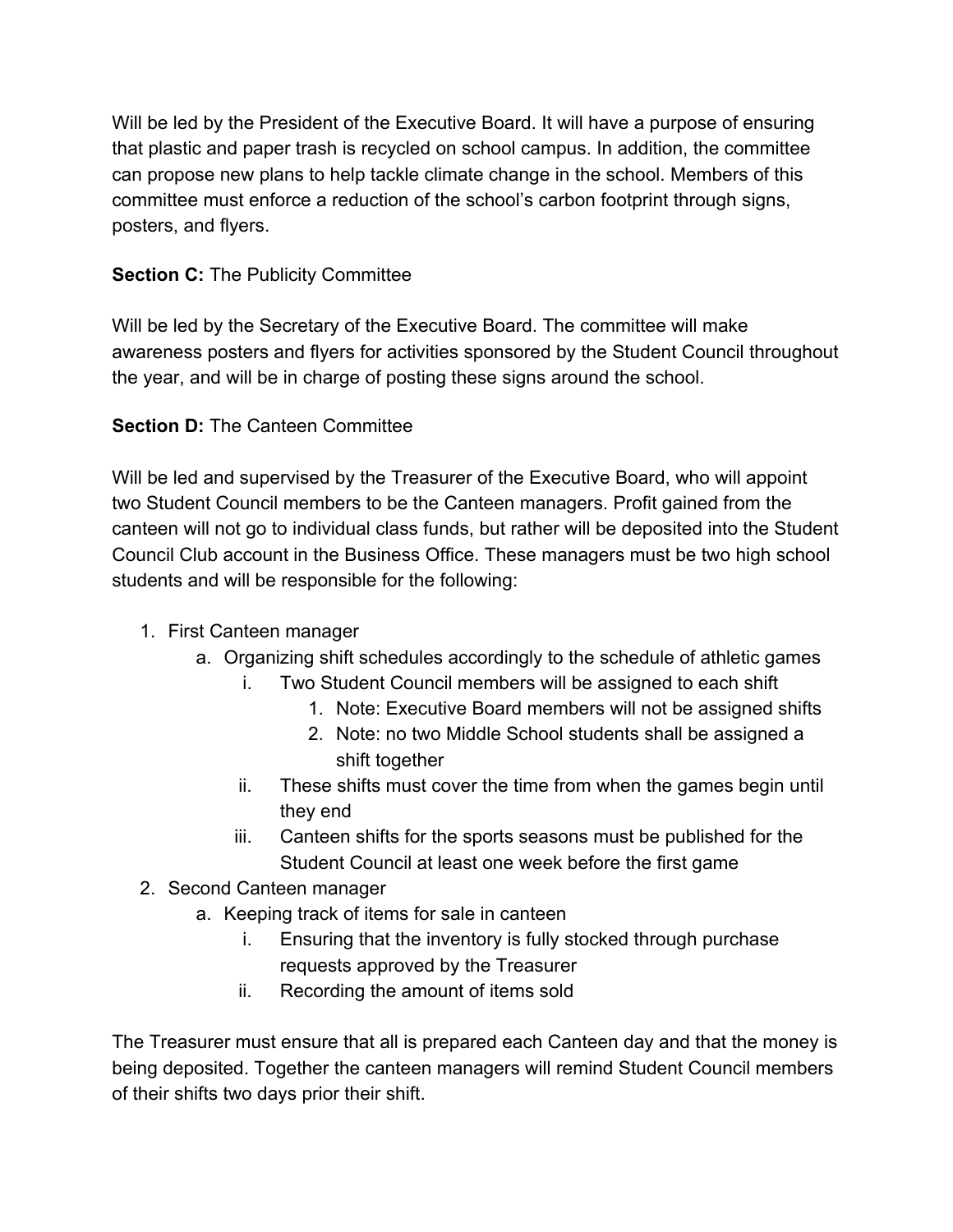Will be led by the President of the Executive Board. It will have a purpose of ensuring that plastic and paper trash is recycled on school campus. In addition, the committee can propose new plans to help tackle climate change in the school. Members of this committee must enforce a reduction of the school's carbon footprint through signs, posters, and flyers.

**Section C:** The Publicity Committee

Will be led by the Secretary of the Executive Board. The committee will make awareness posters and flyers for activities sponsored by the Student Council throughout the year, and will be in charge of posting these signs around the school.

**Section D:** The Canteen Committee

Will be led and supervised by the Treasurer of the Executive Board, who will appoint two Student Council members to be the Canteen managers. Profit gained from the canteen will not go to individual class funds, but rather will be deposited into the Student Council Club account in the Business Office. These managers must be two high school students and will be responsible for the following:

1. First Canteen manager
   a. Organizing shift schedules accordingly to the schedule of athletic games
      i. Two Student Council members will be assigned to each shift
         1. Note: Executive Board members will not be assigned shifts
         2. Note: no two Middle School students shall be assigned a shift together
      ii. These shifts must cover the time from when the games begin until they end
      iii. Canteen shifts for the sports seasons must be published for the Student Council at least one week before the first game
2. Second Canteen manager
   a. Keeping track of items for sale in canteen
      i. Ensuring that the inventory is fully stocked through purchase requests approved by the Treasurer
      ii. Recording the amount of items sold

The Treasurer must ensure that all is prepared each Canteen day and that the money is being deposited. Together the canteen managers will remind Student Council members of their shifts two days prior their shift.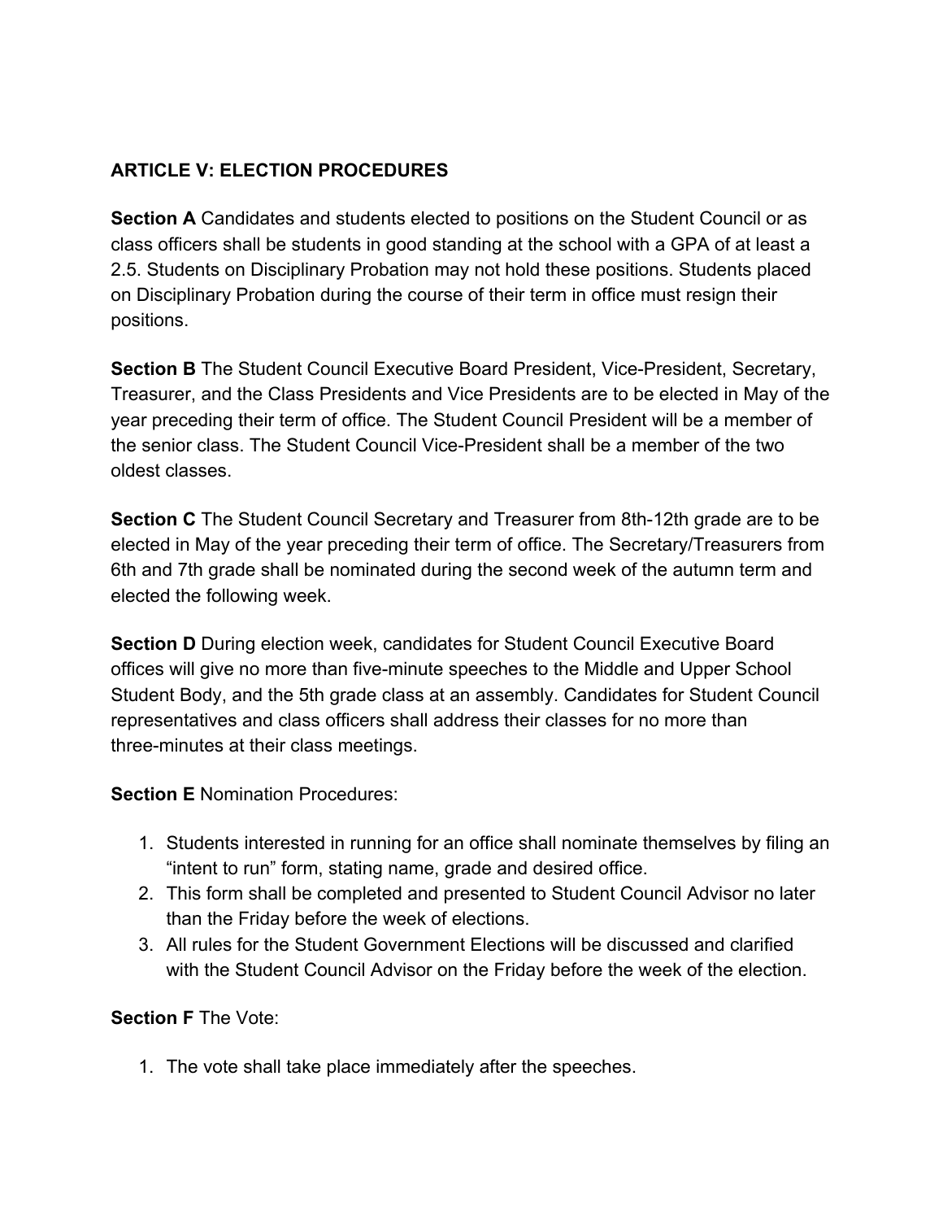## ARTICLE V: ELECTION PROCEDURES

**Section A** Candidates and students elected to positions on the Student Council or as class officers shall be students in good standing at the school with a GPA of at least a 2.5. Students on Disciplinary Probation may not hold these positions. Students placed on Disciplinary Probation during the course of their term in office must resign their positions.

**Section B** The Student Council Executive Board President, Vice-President, Secretary, Treasurer, and the Class Presidents and Vice Presidents are to be elected in May of the year preceding their term of office. The Student Council President will be a member of the senior class. The Student Council Vice-President shall be a member of the two oldest classes.

**Section C** The Student Council Secretary and Treasurer from 8th-12th grade are to be elected in May of the year preceding their term of office. The Secretary/Treasurers from 6th and 7th grade shall be nominated during the second week of the autumn term and elected the following week.

**Section D** During election week, candidates for Student Council Executive Board offices will give no more than five-minute speeches to the Middle and Upper School Student Body, and the 5th grade class at an assembly. Candidates for Student Council representatives and class officers shall address their classes for no more than three-minutes at their class meetings.

**Section E** Nomination Procedures:

1. Students interested in running for an office shall nominate themselves by filing an "intent to run" form, stating name, grade and desired office.
2. This form shall be completed and presented to Student Council Advisor no later than the Friday before the week of elections.
3. All rules for the Student Government Elections will be discussed and clarified with the Student Council Advisor on the Friday before the week of the election.

**Section F** The Vote:

1. The vote shall take place immediately after the speeches.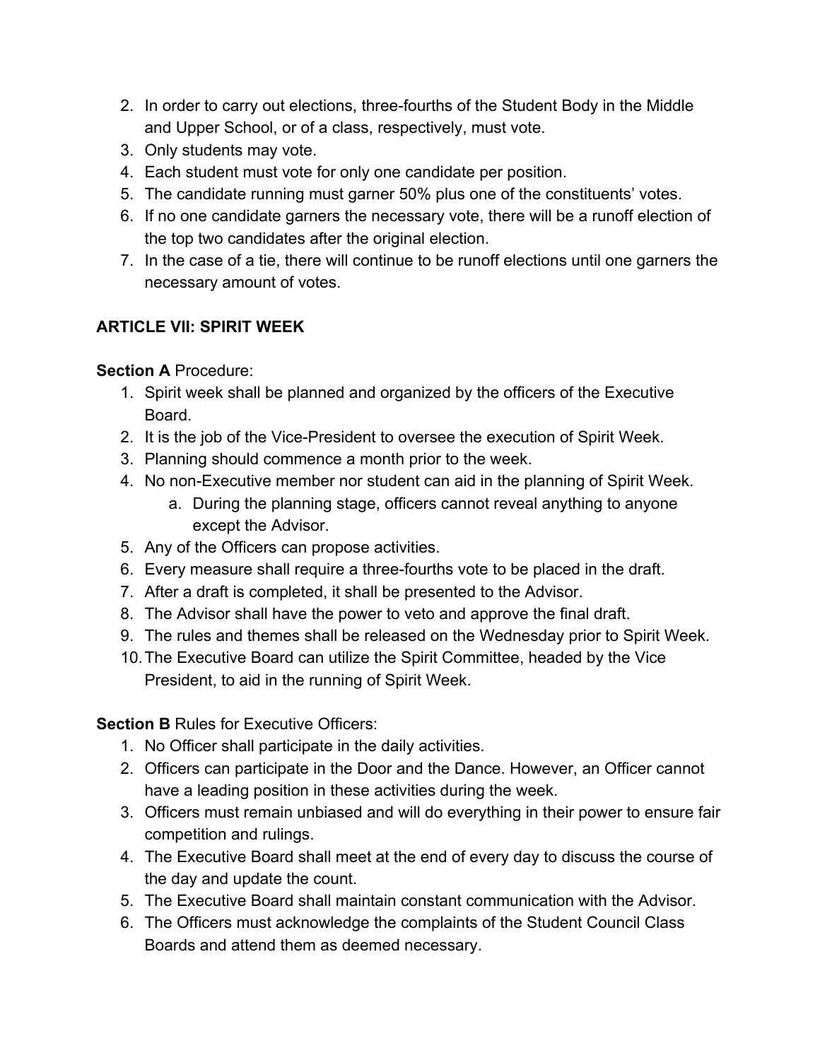2. In order to carry out elections, three-fourths of the Student Body in the Middle and Upper School, or of a class, respectively, must vote.
3. Only students may vote.
4. Each student must vote for only one candidate per position.
5. The candidate running must garner 50% plus one of the constituents' votes.
6. If no one candidate garners the necessary vote, there will be a runoff election of the top two candidates after the original election.
7. In the case of a tie, there will continue to be runoff elections until one garners the necessary amount of votes.

**ARTICLE VII: SPIRIT WEEK**

**Section A** Procedure:

1. Spirit week shall be planned and organized by the officers of the Executive Board.
2. It is the job of the Vice-President to oversee the execution of Spirit Week.
3. Planning should commence a month prior to the week.
4. No non-Executive member nor student can aid in the planning of Spirit Week.
    a. During the planning stage, officers cannot reveal anything to anyone except the Advisor.
5. Any of the Officers can propose activities.
6. Every measure shall require a three-fourths vote to be placed in the draft.
7. After a draft is completed, it shall be presented to the Advisor.
8. The Advisor shall have the power to veto and approve the final draft.
9. The rules and themes shall be released on the Wednesday prior to Spirit Week.
10. The Executive Board can utilize the Spirit Committee, headed by the Vice President, to aid in the running of Spirit Week.

**Section B** Rules for Executive Officers:

1. No Officer shall participate in the daily activities.
2. Officers can participate in the Door and the Dance. However, an Officer cannot have a leading position in these activities during the week.
3. Officers must remain unbiased and will do everything in their power to ensure fair competition and rulings.
4. The Executive Board shall meet at the end of every day to discuss the course of the day and update the count.
5. The Executive Board shall maintain constant communication with the Advisor.
6. The Officers must acknowledge the complaints of the Student Council Class Boards and attend them as deemed necessary.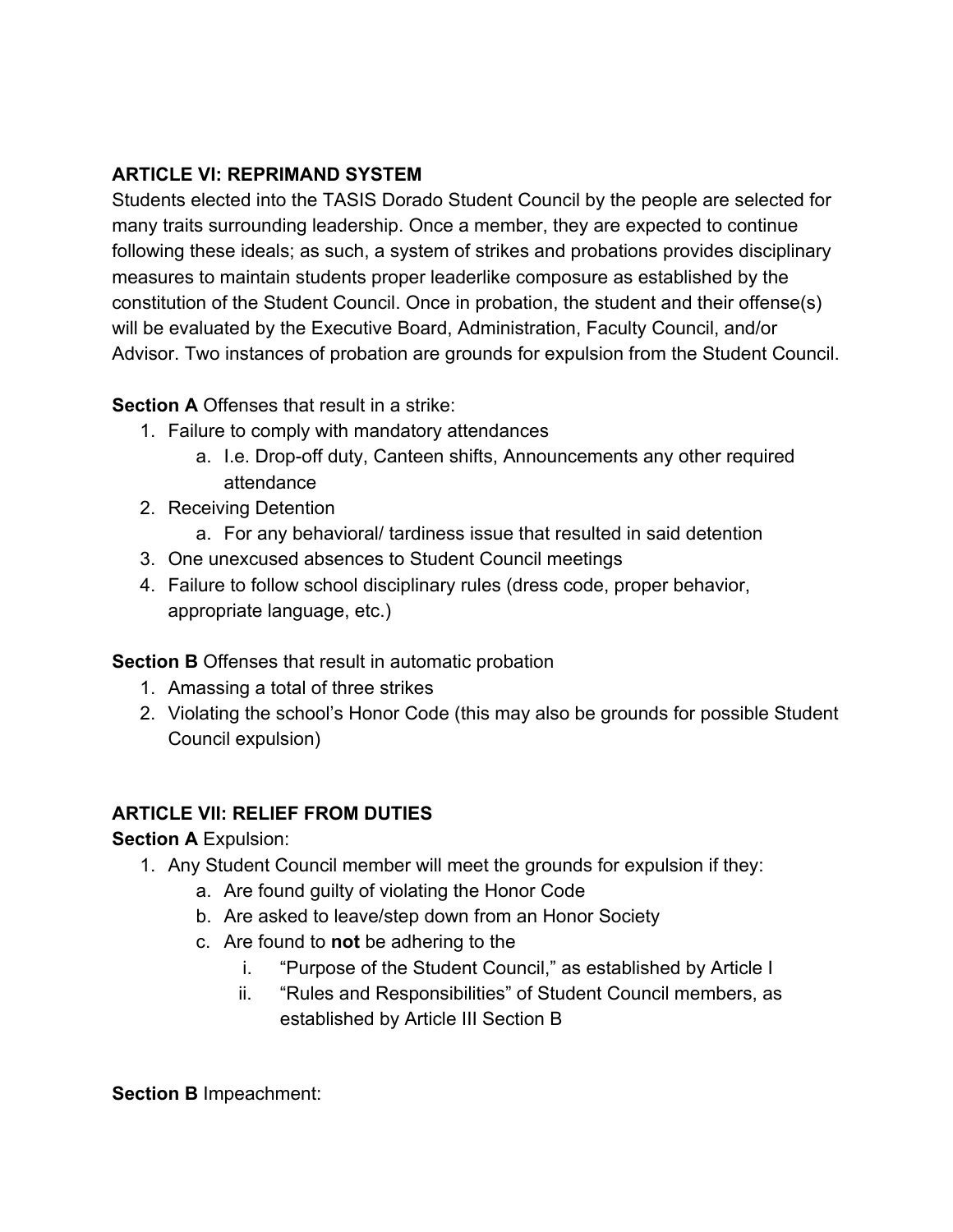## ARTICLE VI: REPRIMAND SYSTEM

Students elected into the TASIS Dorado Student Council by the people are selected for many traits surrounding leadership. Once a member, they are expected to continue following these ideals; as such, a system of strikes and probations provides disciplinary measures to maintain students proper leaderlike composure as established by the constitution of the Student Council. Once in probation, the student and their offense(s) will be evaluated by the Executive Board, Administration, Faculty Council, and/or Advisor. Two instances of probation are grounds for expulsion from the Student Council.

**Section A** Offenses that result in a strike:

1. Failure to comply with mandatory attendances
   a. I.e. Drop-off duty, Canteen shifts, Announcements any other required attendance
2. Receiving Detention
   a. For any behavioral/ tardiness issue that resulted in said detention
3. One unexcused absences to Student Council meetings
4. Failure to follow school disciplinary rules (dress code, proper behavior, appropriate language, etc.)

**Section B** Offenses that result in automatic probation

1. Amassing a total of three strikes
2. Violating the school's Honor Code (this may also be grounds for possible Student Council expulsion)

## ARTICLE VII: RELIEF FROM DUTIES

**Section A** Expulsion:

1. Any Student Council member will meet the grounds for expulsion if they:
   a. Are found guilty of violating the Honor Code
   b. Are asked to leave/step down from an Honor Society
   c. Are found to **not** be adhering to the
      i. "Purpose of the Student Council," as established by Article I
      ii. "Rules and Responsibilities" of Student Council members, as established by Article III Section B

**Section B** Impeachment: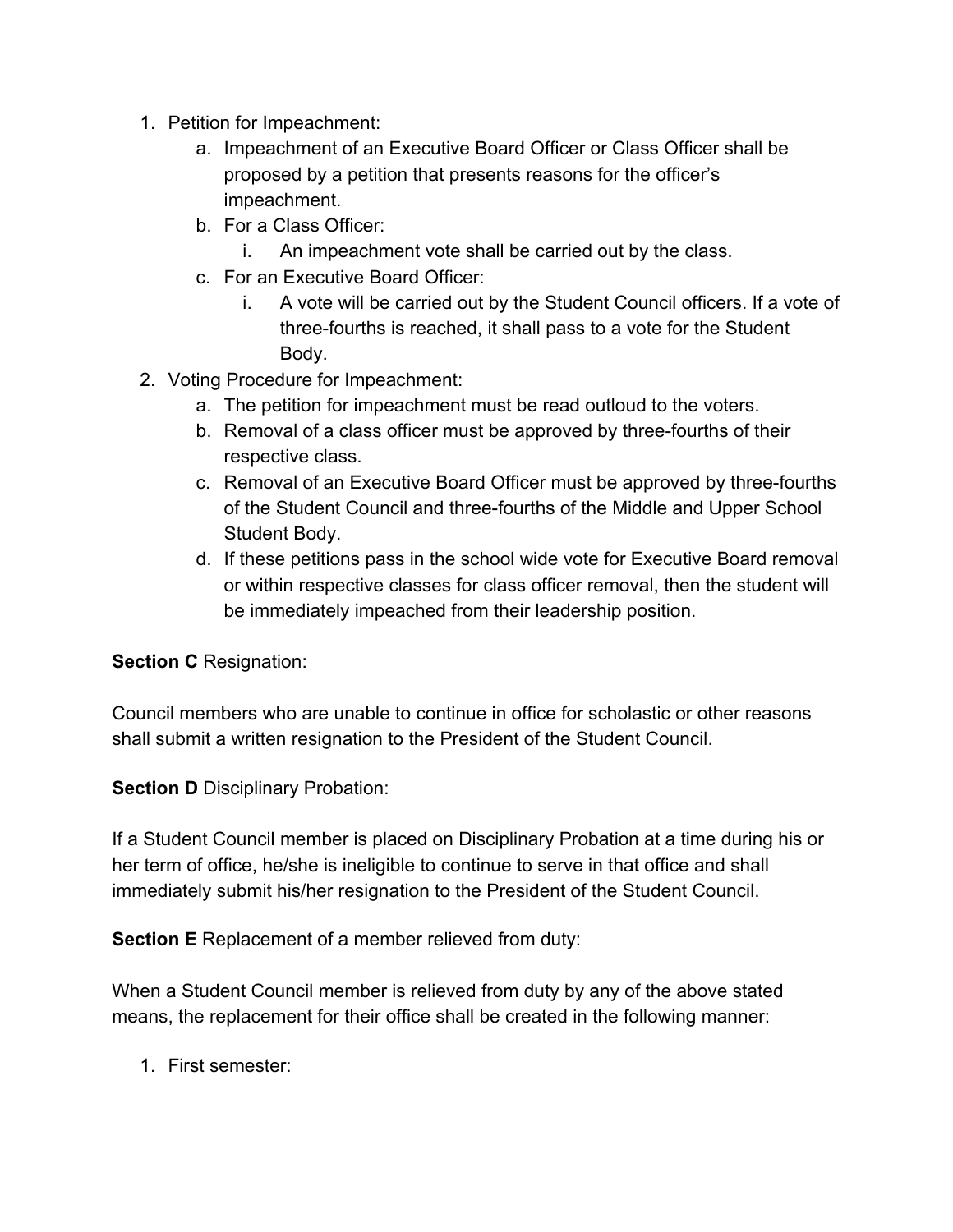1. Petition for Impeachment:
    a. Impeachment of an Executive Board Officer or Class Officer shall be proposed by a petition that presents reasons for the officer's impeachment.
    b. For a Class Officer:
        i. An impeachment vote shall be carried out by the class.
    c. For an Executive Board Officer:
        i. A vote will be carried out by the Student Council officers. If a vote of three-fourths is reached, it shall pass to a vote for the Student Body.
2. Voting Procedure for Impeachment:
    a. The petition for impeachment must be read outloud to the voters.
    b. Removal of a class officer must be approved by three-fourths of their respective class.
    c. Removal of an Executive Board Officer must be approved by three-fourths of the Student Council and three-fourths of the Middle and Upper School Student Body.
    d. If these petitions pass in the school wide vote for Executive Board removal or within respective classes for class officer removal, then the student will be immediately impeached from their leadership position.

**Section C** Resignation:

Council members who are unable to continue in office for scholastic or other reasons shall submit a written resignation to the President of the Student Council.

**Section D** Disciplinary Probation:

If a Student Council member is placed on Disciplinary Probation at a time during his or her term of office, he/she is ineligible to continue to serve in that office and shall immediately submit his/her resignation to the President of the Student Council.

**Section E** Replacement of a member relieved from duty:

When a Student Council member is relieved from duty by any of the above stated means, the replacement for their office shall be created in the following manner:

1. First semester: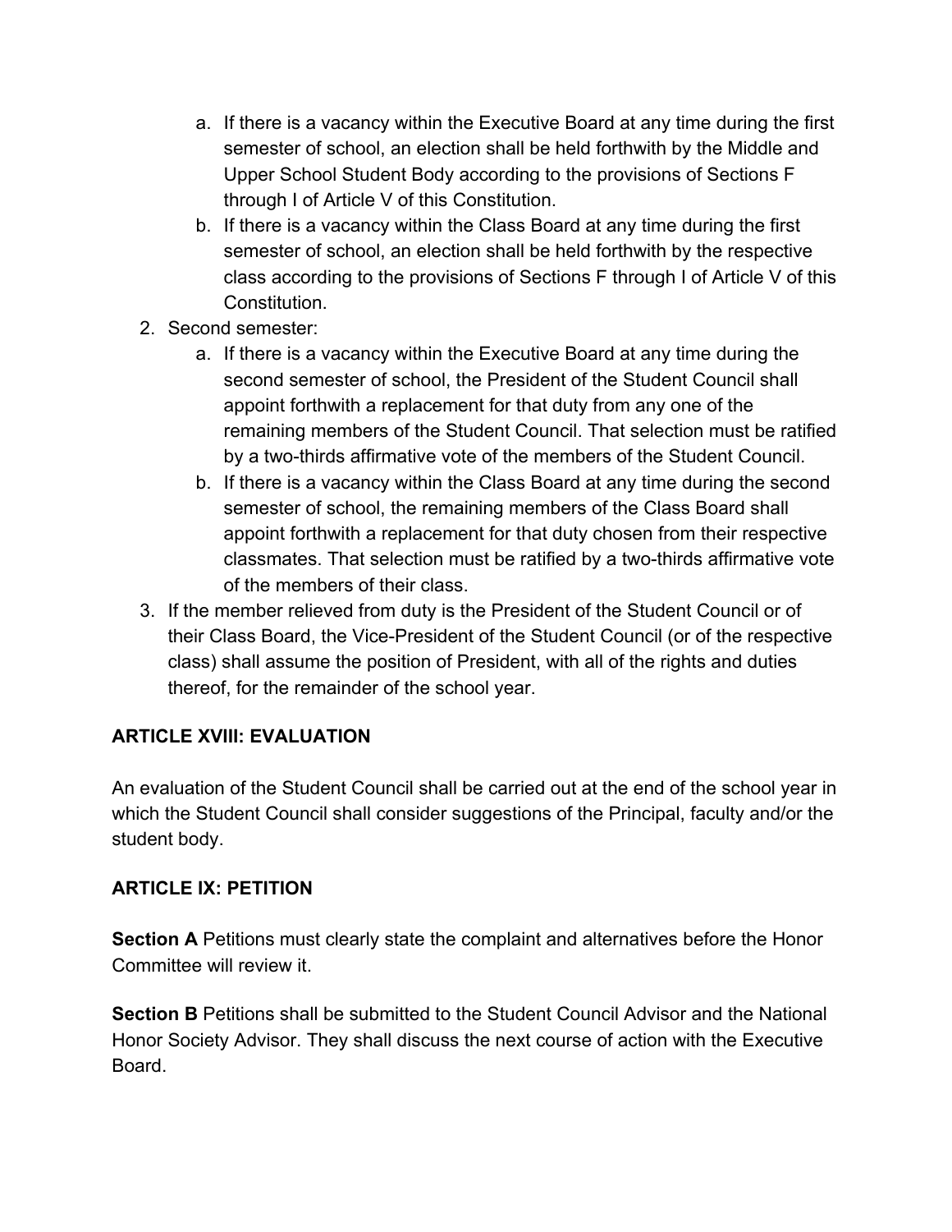a. If there is a vacancy within the Executive Board at any time during the first semester of school, an election shall be held forthwith by the Middle and Upper School Student Body according to the provisions of Sections F through I of Article V of this Constitution.
   b. If there is a vacancy within the Class Board at any time during the first semester of school, an election shall be held forthwith by the respective class according to the provisions of Sections F through I of Article V of this Constitution.
2. Second semester:
   a. If there is a vacancy within the Executive Board at any time during the second semester of school, the President of the Student Council shall appoint forthwith a replacement for that duty from any one of the remaining members of the Student Council. That selection must be ratified by a two-thirds affirmative vote of the members of the Student Council.
   b. If there is a vacancy within the Class Board at any time during the second semester of school, the remaining members of the Class Board shall appoint forthwith a replacement for that duty chosen from their respective classmates. That selection must be ratified by a two-thirds affirmative vote of the members of their class.
3. If the member relieved from duty is the President of the Student Council or of their Class Board, the Vice-President of the Student Council (or of the respective class) shall assume the position of President, with all of the rights and duties thereof, for the remainder of the school year.

**ARTICLE XVIII: EVALUATION**

An evaluation of the Student Council shall be carried out at the end of the school year in which the Student Council shall consider suggestions of the Principal, faculty and/or the student body.

**ARTICLE IX: PETITION**

**Section A** Petitions must clearly state the complaint and alternatives before the Honor Committee will review it.

**Section B** Petitions shall be submitted to the Student Council Advisor and the National Honor Society Advisor. They shall discuss the next course of action with the Executive Board.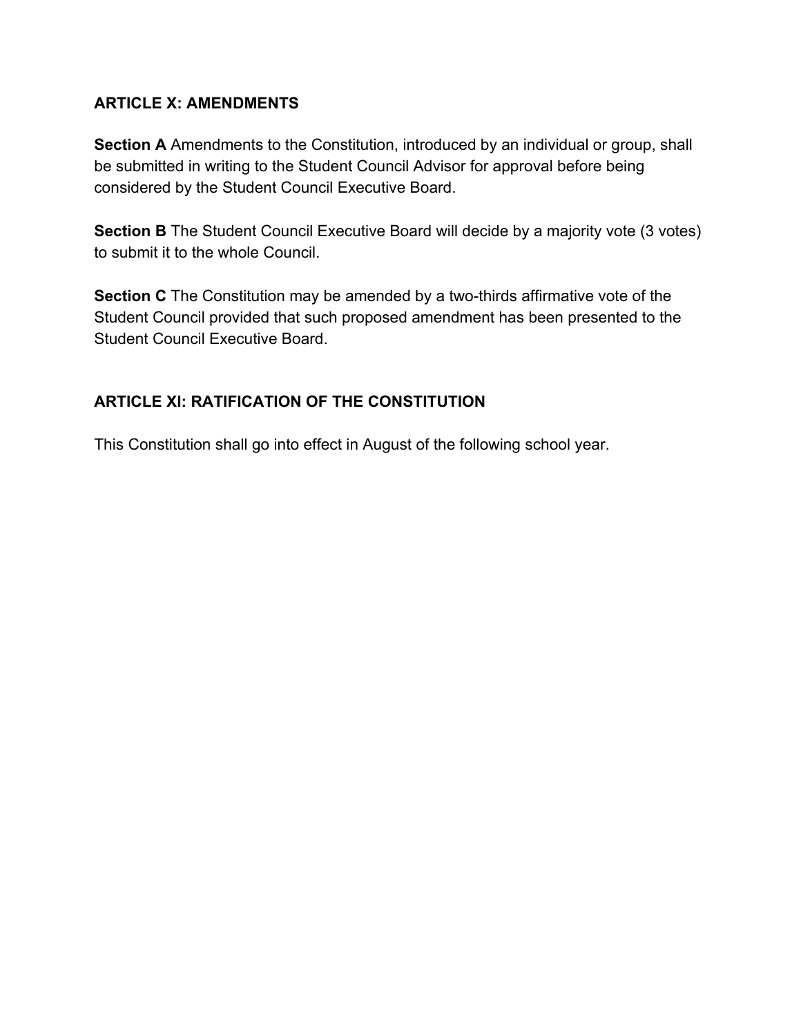## ARTICLE X: AMENDMENTS

**Section A** Amendments to the Constitution, introduced by an individual or group, shall be submitted in writing to the Student Council Advisor for approval before being considered by the Student Council Executive Board.

**Section B** The Student Council Executive Board will decide by a majority vote (3 votes) to submit it to the whole Council.

**Section C** The Constitution may be amended by a two-thirds affirmative vote of the Student Council provided that such proposed amendment has been presented to the Student Council Executive Board.

## ARTICLE XI: RATIFICATION OF THE CONSTITUTION

This Constitution shall go into effect in August of the following school year.